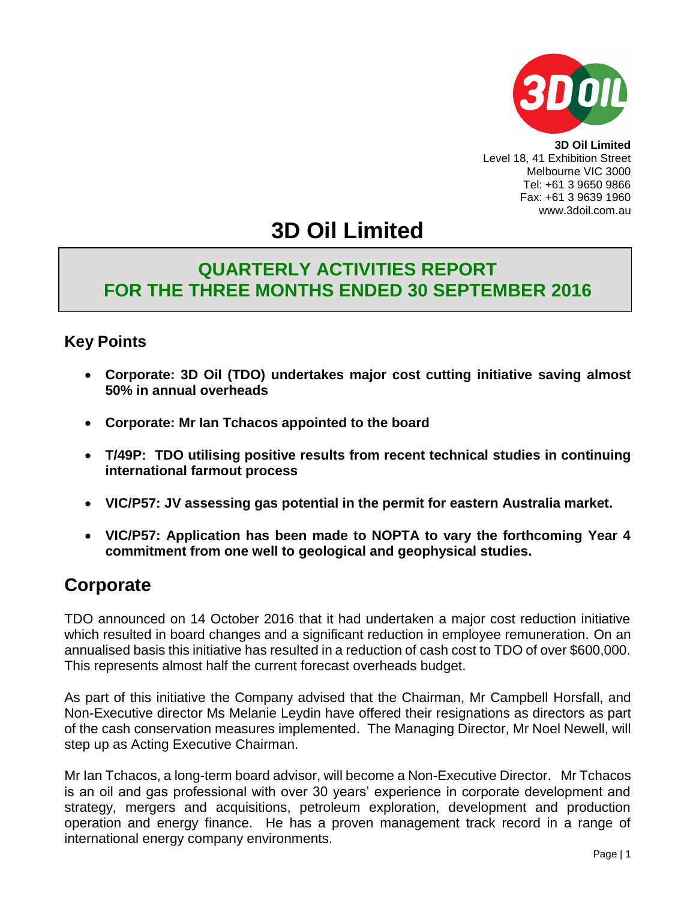**3D Oil Limited**
Level 18, 41 Exhibition Street
Melbourne VIC 3000
Tel: +61 3 9650 9866
Fax: +61 3 9639 1960
www.3doil.com.au

# 3D Oil Limited

## QUARTERLY ACTIVITIES REPORT FOR THE THREE MONTHS ENDED 30 SEPTEMBER 2016

### Key Points

- **Corporate: 3D Oil (TDO) undertakes major cost cutting initiative saving almost 50% in annual overheads**
- **Corporate: Mr Ian Tchacos appointed to the board**
- **T/49P: TDO utilising positive results from recent technical studies in continuing international farmout process**
- **VIC/P57: JV assessing gas potential in the permit for eastern Australia market.**
- **VIC/P57: Application has been made to NOPTA to vary the forthcoming Year 4 commitment from one well to geological and geophysical studies.**

## Corporate

TDO announced on 14 October 2016 that it had undertaken a major cost reduction initiative which resulted in board changes and a significant reduction in employee remuneration. On an annualised basis this initiative has resulted in a reduction of cash cost to TDO of over $600,000. This represents almost half the current forecast overheads budget.

As part of this initiative the Company advised that the Chairman, Mr Campbell Horsfall, and Non-Executive director Ms Melanie Leydin have offered their resignations as directors as part of the cash conservation measures implemented. The Managing Director, Mr Noel Newell, will step up as Acting Executive Chairman.

Mr Ian Tchacos, a long-term board advisor, will become a Non-Executive Director. Mr Tchacos is an oil and gas professional with over 30 years' experience in corporate development and strategy, mergers and acquisitions, petroleum exploration, development and production operation and energy finance. He has a proven management track record in a range of international energy company environments.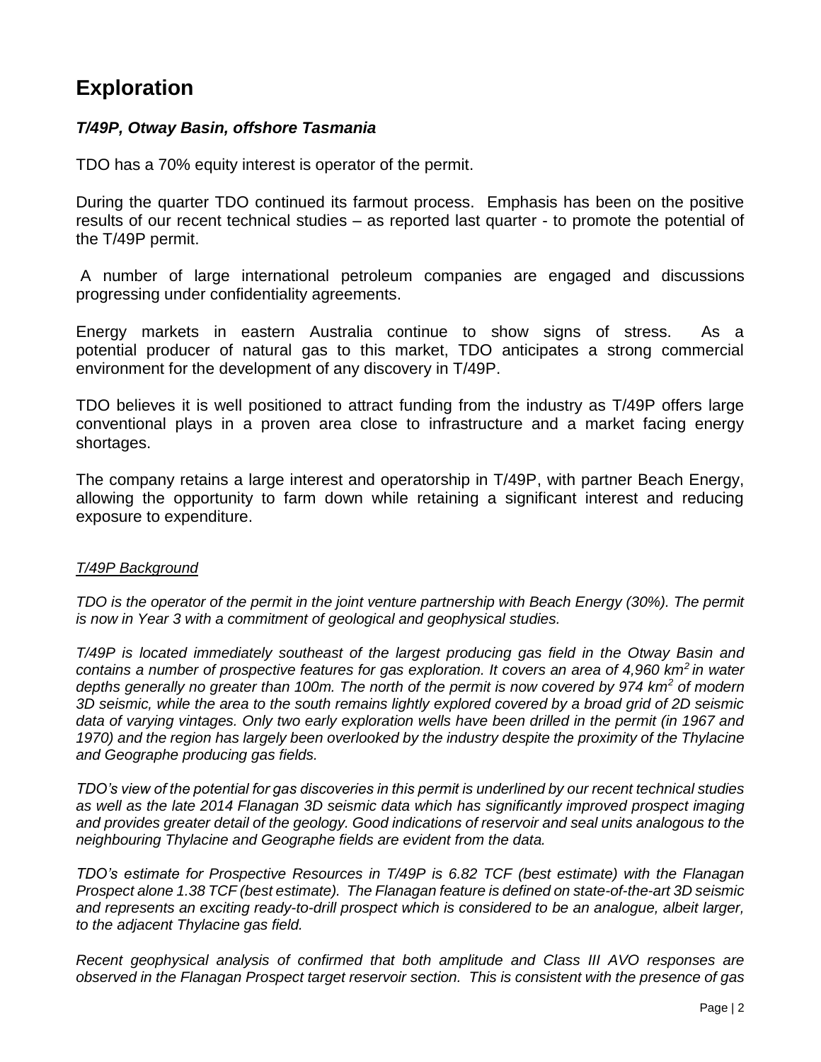# Exploration

### *T/49P, Otway Basin, offshore Tasmania*

TDO has a 70% equity interest is operator of the permit.

During the quarter TDO continued its farmout process. Emphasis has been on the positive results of our recent technical studies – as reported last quarter - to promote the potential of the T/49P permit.

A number of large international petroleum companies are engaged and discussions progressing under confidentiality agreements.

Energy markets in eastern Australia continue to show signs of stress. As a potential producer of natural gas to this market, TDO anticipates a strong commercial environment for the development of any discovery in T/49P.

TDO believes it is well positioned to attract funding from the industry as T/49P offers large conventional plays in a proven area close to infrastructure and a market facing energy shortages.

The company retains a large interest and operatorship in T/49P, with partner Beach Energy, allowing the opportunity to farm down while retaining a significant interest and reducing exposure to expenditure.

*T/49P Background*

*TDO is the operator of the permit in the joint venture partnership with Beach Energy (30%). The permit is now in Year 3 with a commitment of geological and geophysical studies.*

*T/49P is located immediately southeast of the largest producing gas field in the Otway Basin and contains a number of prospective features for gas exploration. It covers an area of 4,960 km$^2$ in water depths generally no greater than 100m. The north of the permit is now covered by 974 km$^2$ of modern 3D seismic, while the area to the south remains lightly explored covered by a broad grid of 2D seismic data of varying vintages. Only two early exploration wells have been drilled in the permit (in 1967 and 1970) and the region has largely been overlooked by the industry despite the proximity of the Thylacine and Geographe producing gas fields.*

*TDO's view of the potential for gas discoveries in this permit is underlined by our recent technical studies as well as the late 2014 Flanagan 3D seismic data which has significantly improved prospect imaging and provides greater detail of the geology. Good indications of reservoir and seal units analogous to the neighbouring Thylacine and Geographe fields are evident from the data.*

*TDO's estimate for Prospective Resources in T/49P is 6.82 TCF (best estimate) with the Flanagan Prospect alone 1.38 TCF (best estimate). The Flanagan feature is defined on state-of-the-art 3D seismic and represents an exciting ready-to-drill prospect which is considered to be an analogue, albeit larger, to the adjacent Thylacine gas field.*

*Recent geophysical analysis of confirmed that both amplitude and Class III AVO responses are observed in the Flanagan Prospect target reservoir section. This is consistent with the presence of gas*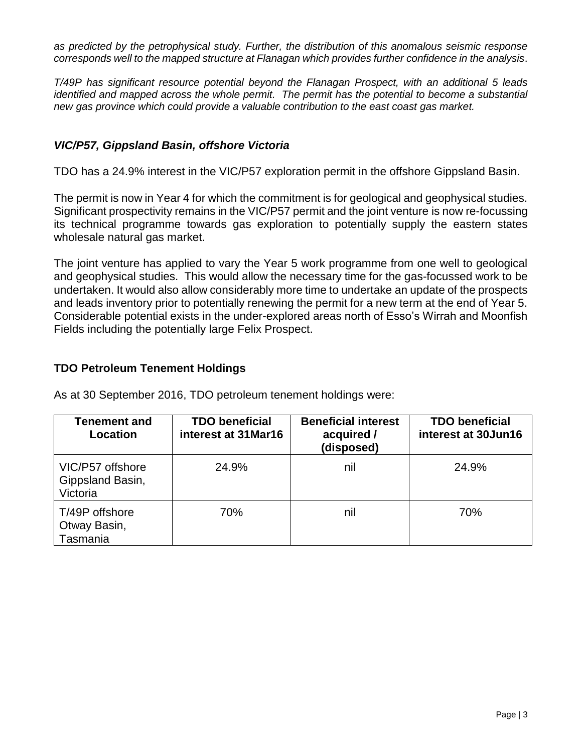*as predicted by the petrophysical study. Further, the distribution of this anomalous seismic response corresponds well to the mapped structure at Flanagan which provides further confidence in the analysis.*

*T/49P has significant resource potential beyond the Flanagan Prospect, with an additional 5 leads identified and mapped across the whole permit. The permit has the potential to become a substantial new gas province which could provide a valuable contribution to the east coast gas market.*

### *VIC/P57, Gippsland Basin, offshore Victoria*

TDO has a 24.9% interest in the VIC/P57 exploration permit in the offshore Gippsland Basin.

The permit is now in Year 4 for which the commitment is for geological and geophysical studies. Significant prospectivity remains in the VIC/P57 permit and the joint venture is now re-focussing its technical programme towards gas exploration to potentially supply the eastern states wholesale natural gas market.

The joint venture has applied to vary the Year 5 work programme from one well to geological and geophysical studies. This would allow the necessary time for the gas-focussed work to be undertaken. It would also allow considerably more time to undertake an update of the prospects and leads inventory prior to potentially renewing the permit for a new term at the end of Year 5. Considerable potential exists in the under-explored areas north of Esso's Wirrah and Moonfish Fields including the potentially large Felix Prospect.

## TDO Petroleum Tenement Holdings

As at 30 September 2016, TDO petroleum tenement holdings were:

| Tenement and Location | TDO beneficial interest at 31Mar16 | Beneficial interest acquired / (disposed) | TDO beneficial interest at 30Jun16 |
|---|---|---|---|
| VIC/P57 offshore Gippsland Basin, Victoria | 24.9% | nil | 24.9% |
| T/49P offshore Otway Basin, Tasmania | 70% | nil | 70% |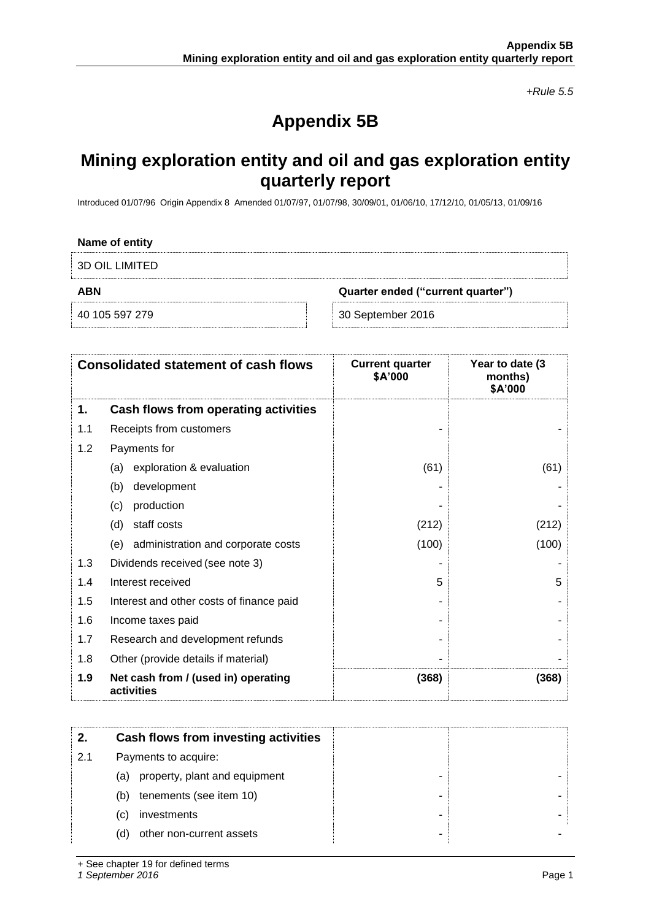*+Rule 5.5*

# Appendix 5B

## Mining exploration entity and oil and gas exploration entity quarterly report

Introduced 01/07/96 Origin Appendix 8 Amended 01/07/97, 01/07/98, 30/09/01, 01/06/10, 17/12/10, 01/05/13, 01/09/16

**Name of entity**

3D OIL LIMITED

| **ABN** | **Quarter ended ("current quarter")** |
|---|---|
| 40 105 597 279 | 30 September 2016 |

| | **Consolidated statement of cash flows** | **Current quarter $A'000** | **Year to date (3 months) $A'000** |
|---|---|---|---|
| **1.** | **Cash flows from operating activities** | | |
| 1.1 | Receipts from customers | - | - |
| 1.2 | Payments for | | |
| | (a) exploration & evaluation | (61) | (61) |
| | (b) development | - | - |
| | (c) production | - | - |
| | (d) staff costs | (212) | (212) |
| | (e) administration and corporate costs | (100) | (100) |
| 1.3 | Dividends received (see note 3) | - | - |
| 1.4 | Interest received | 5 | 5 |
| 1.5 | Interest and other costs of finance paid | - | - |
| 1.6 | Income taxes paid | - | - |
| 1.7 | Research and development refunds | - | - |
| 1.8 | Other (provide details if material) | - | - |
| **1.9** | **Net cash from / (used in) operating activities** | **(368)** | **(368)** |

| | | | |
|---|---|---|---|
| **2.** | **Cash flows from investing activities** | | |
| 2.1 | Payments to acquire: | | |
| | (a) property, plant and equipment | - | - |
| | (b) tenements (see item 10) | - | - |
| | (c) investments | - | - |
| | (d) other non-current assets | - | - |

+ See chapter 19 for defined terms

*1 September 2016*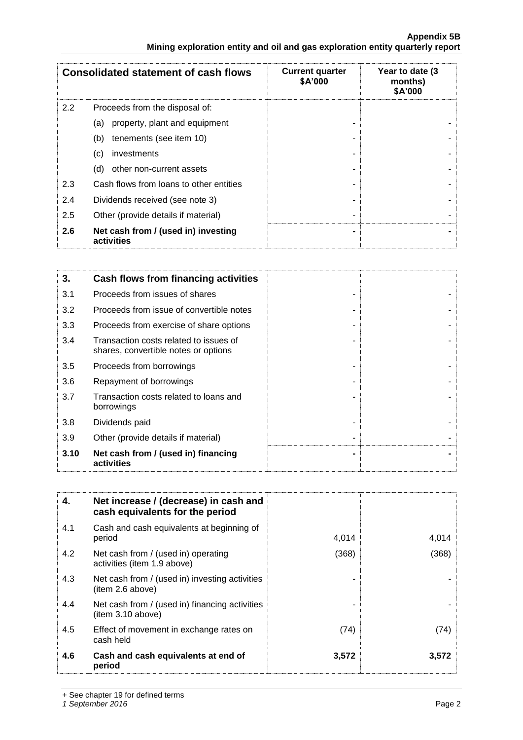| Consolidated statement of cash flows | | Current quarter $A'000 | Year to date (3 months) $A'000 |
|---|---|---|---|
| 2.2 | Proceeds from the disposal of: | | |
| | (a) property, plant and equipment | - | - |
| | (b) tenements (see item 10) | - | - |
| | (c) investments | - | - |
| | (d) other non-current assets | - | - |
| 2.3 | Cash flows from loans to other entities | - | - |
| 2.4 | Dividends received (see note 3) | - | - |
| 2.5 | Other (provide details if material) | - | - |
| **2.6** | **Net cash from / (used in) investing activities** | **-** | **-** |

| **3.** | **Cash flows from financing activities** | | |
|---|---|---|---|
| 3.1 | Proceeds from issues of shares | - | - |
| 3.2 | Proceeds from issue of convertible notes | - | - |
| 3.3 | Proceeds from exercise of share options | - | - |
| 3.4 | Transaction costs related to issues of shares, convertible notes or options | - | - |
| 3.5 | Proceeds from borrowings | - | - |
| 3.6 | Repayment of borrowings | - | - |
| 3.7 | Transaction costs related to loans and borrowings | - | - |
| 3.8 | Dividends paid | - | - |
| 3.9 | Other (provide details if material) | - | - |
| **3.10** | **Net cash from / (used in) financing activities** | **-** | **-** |

| **4.** | **Net increase / (decrease) in cash and cash equivalents for the period** | | |
|---|---|---|---|
| 4.1 | Cash and cash equivalents at beginning of period | 4,014 | 4,014 |
| 4.2 | Net cash from / (used in) operating activities (item 1.9 above) | (368) | (368) |
| 4.3 | Net cash from / (used in) investing activities (item 2.6 above) | - | - |
| 4.4 | Net cash from / (used in) financing activities (item 3.10 above) | - | - |
| 4.5 | Effect of movement in exchange rates on cash held | (74) | (74) |
| **4.6** | **Cash and cash equivalents at end of period** | **3,572** | **3,572** |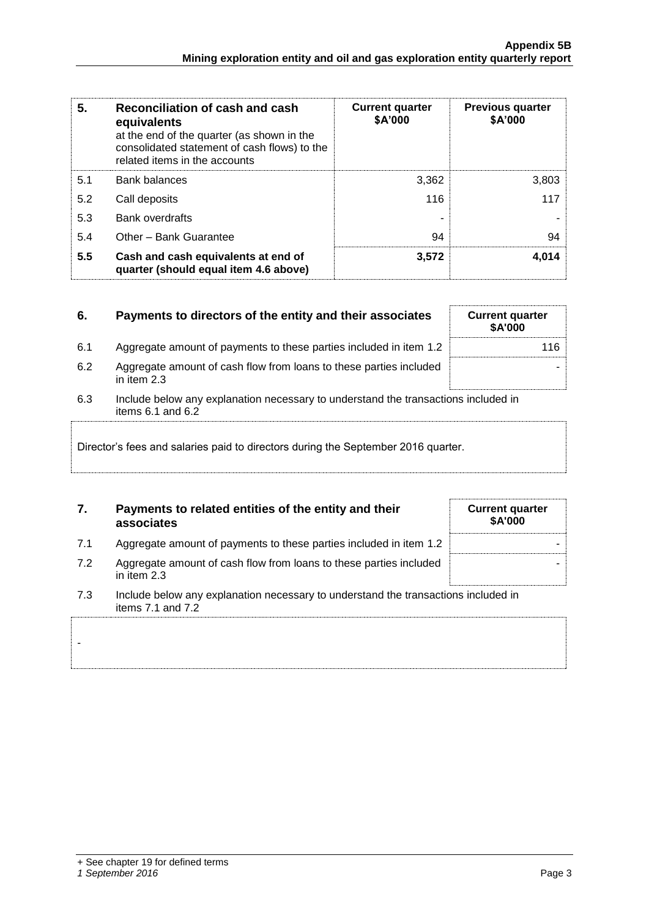| 5. | Reconciliation of cash and cash equivalents at the end of the quarter (as shown in the consolidated statement of cash flows) to the related items in the accounts | Current quarter $A'000 | Previous quarter $A'000 |
|---|---|---|---|
| 5.1 | Bank balances | 3,362 | 3,803 |
| 5.2 | Call deposits | 116 | 117 |
| 5.3 | Bank overdrafts | - | - |
| 5.4 | Other – Bank Guarantee | 94 | 94 |
| **5.5** | **Cash and cash equivalents at end of quarter (should equal item 4.6 above)** | **3,572** | **4,014** |

| 6. | Payments to directors of the entity and their associates | Current quarter $A'000 |
|---|---|---|
| 6.1 | Aggregate amount of payments to these parties included in item 1.2 | 116 |
| 6.2 | Aggregate amount of cash flow from loans to these parties included in item 2.3 | - |

6.3 Include below any explanation necessary to understand the transactions included in items 6.1 and 6.2

Director's fees and salaries paid to directors during the September 2016 quarter.

| 7. | Payments to related entities of the entity and their associates | Current quarter $A'000 |
|---|---|---|
| 7.1 | Aggregate amount of payments to these parties included in item 1.2 | - |
| 7.2 | Aggregate amount of cash flow from loans to these parties included in item 2.3 | - |

7.3 Include below any explanation necessary to understand the transactions included in items 7.1 and 7.2

-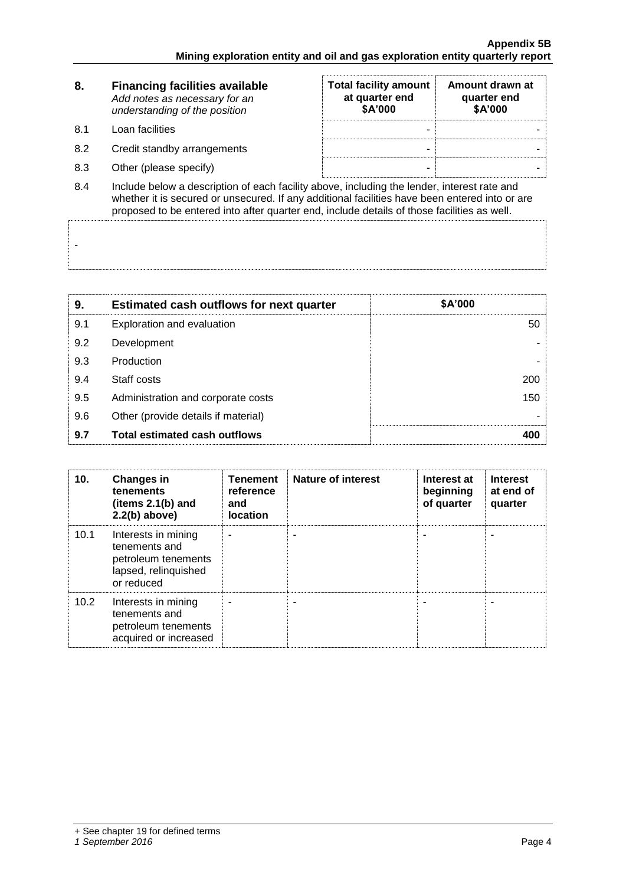| 8. | **Financing facilities available** *Add notes as necessary for an understanding of the position* | **Total facility amount at quarter end $A'000** | **Amount drawn at quarter end $A'000** |
|---|---|---|---|
| 8.1 | Loan facilities | - | - |
| 8.2 | Credit standby arrangements | - | - |
| 8.3 | Other (please specify) | - | - |

8.4 Include below a description of each facility above, including the lender, interest rate and whether it is secured or unsecured. If any additional facilities have been entered into or are proposed to be entered into after quarter end, include details of those facilities as well.

-

| 9. | **Estimated cash outflows for next quarter** | **$A'000** |
|---|---|---|
| 9.1 | Exploration and evaluation | 50 |
| 9.2 | Development | - |
| 9.3 | Production | - |
| 9.4 | Staff costs | 200 |
| 9.5 | Administration and corporate costs | 150 |
| 9.6 | Other (provide details if material) | - |
| **9.7** | **Total estimated cash outflows** | **400** |

| 10. | **Changes in tenements (items 2.1(b) and 2.2(b) above)** | **Tenement reference and location** | **Nature of interest** | **Interest at beginning of quarter** | **Interest at end of quarter** |
|---|---|---|---|---|---|
| 10.1 | Interests in mining tenements and petroleum tenements lapsed, relinquished or reduced | - | - | - | - |
| 10.2 | Interests in mining tenements and petroleum tenements acquired or increased | - | - | - | - |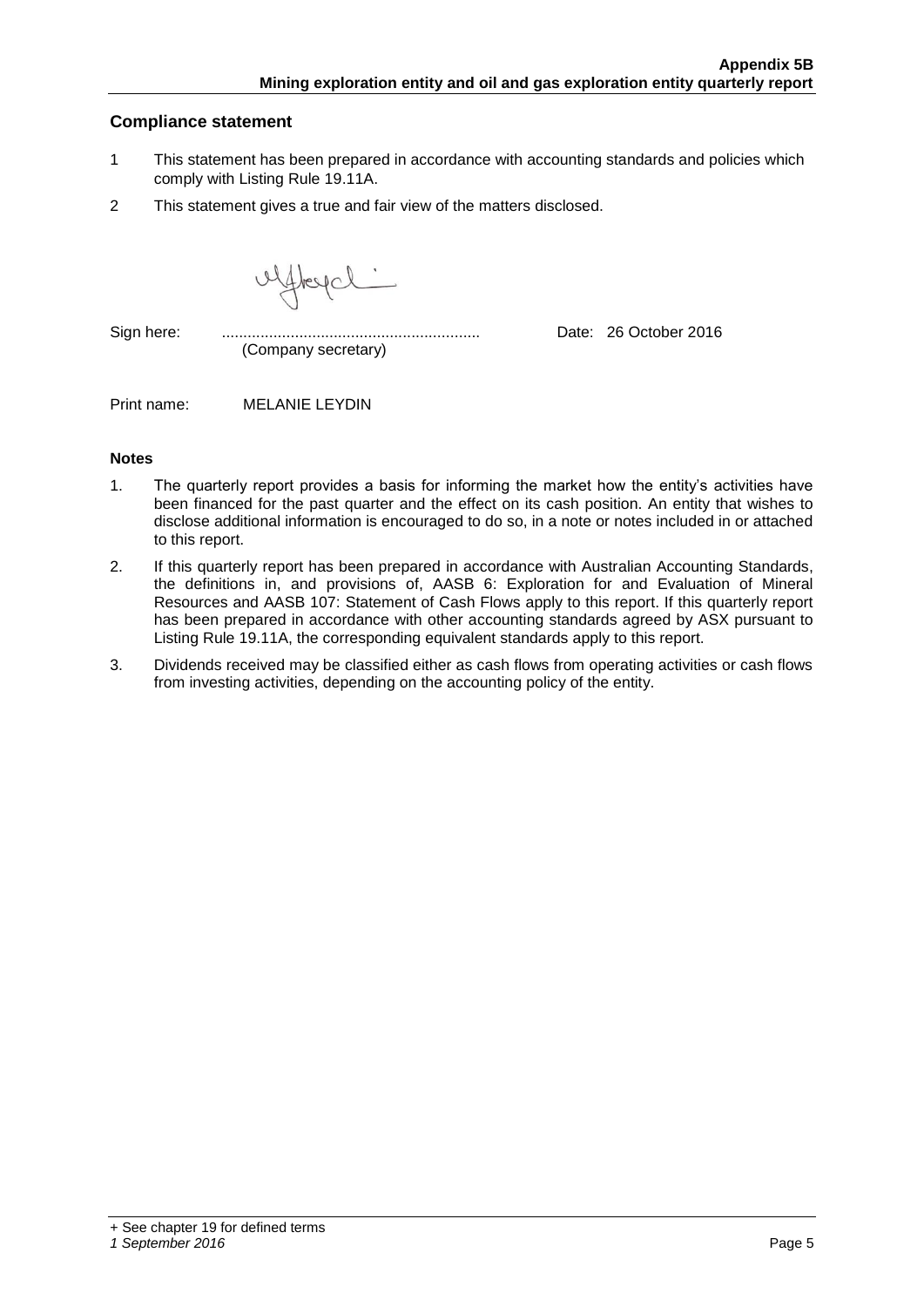## Compliance statement

1 This statement has been prepared in accordance with accounting standards and policies which comply with Listing Rule 19.11A.

2 This statement gives a true and fair view of the matters disclosed.

Sign here: ............................................................ Date: 26 October 2016
(Company secretary)

Print name: MELANIE LEYDIN

### Notes

1. The quarterly report provides a basis for informing the market how the entity's activities have been financed for the past quarter and the effect on its cash position. An entity that wishes to disclose additional information is encouraged to do so, in a note or notes included in or attached to this report.

2. If this quarterly report has been prepared in accordance with Australian Accounting Standards, the definitions in, and provisions of, AASB 6: Exploration for and Evaluation of Mineral Resources and AASB 107: Statement of Cash Flows apply to this report. If this quarterly report has been prepared in accordance with other accounting standards agreed by ASX pursuant to Listing Rule 19.11A, the corresponding equivalent standards apply to this report.

3. Dividends received may be classified either as cash flows from operating activities or cash flows from investing activities, depending on the accounting policy of the entity.